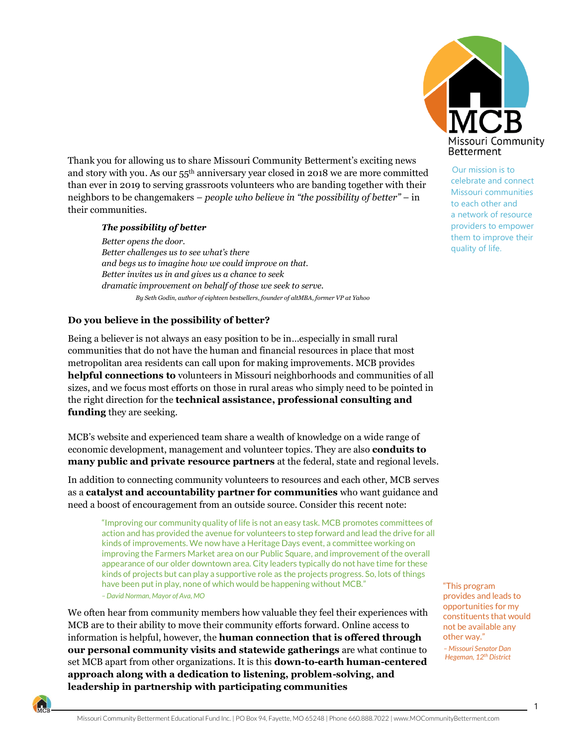Missouri Community Betterment

Our mission is to celebrate and connect Missouri communities to each other and a network of resource providers to empower them to improve their quality of life.

Thank you for allowing us to share Missouri Community Betterment's exciting news and story with you. As our 55th anniversary year closed in 2018 we are more committed than ever in 2019 to serving grassroots volunteers who are banding together with their neighbors to be changemakers – *people who believe in "the possibility of better"* – in their communities.

> ***The possibility of better***
>
> *Better opens the door.*
> *Better challenges us to see what's there*
> *and begs us to imagine how we could improve on that.*
> *Better invites us in and gives us a chance to seek*
> *dramatic improvement on behalf of those we seek to serve.*
>
> *By Seth Godin, author of eighteen bestsellers, founder of altMBA, former VP at Yahoo*

**Do you believe in the possibility of better?**

Being a believer is not always an easy position to be in…especially in small rural communities that do not have the human and financial resources in place that most metropolitan area residents can call upon for making improvements. MCB provides **helpful connections to** volunteers in Missouri neighborhoods and communities of all sizes, and we focus most efforts on those in rural areas who simply need to be pointed in the right direction for the **technical assistance, professional consulting and funding** they are seeking.

MCB's website and experienced team share a wealth of knowledge on a wide range of economic development, management and volunteer topics. They are also **conduits to many public and private resource partners** at the federal, state and regional levels.

In addition to connecting community volunteers to resources and each other, MCB serves as a **catalyst and accountability partner for communities** who want guidance and need a boost of encouragement from an outside source. Consider this recent note:

> "Improving our community quality of life is not an easy task. MCB promotes committees of action and has provided the avenue for volunteers to step forward and lead the drive for all kinds of improvements. We now have a Heritage Days event, a committee working on improving the Farmers Market area on our Public Square, and improvement of the overall appearance of our older downtown area. City leaders typically do not have time for these kinds of projects but can play a supportive role as the projects progress. So, lots of things have been put in play, none of which would be happening without MCB."
>
> *– David Norman, Mayor of Ava, MO*

> "This program provides and leads to opportunities for my constituents that would not be available any other way."
>
> *– Missouri Senator Dan Hegeman, 12th District*

We often hear from community members how valuable they feel their experiences with MCB are to their ability to move their community efforts forward. Online access to information is helpful, however, the **human connection that is offered through our personal community visits and statewide gatherings** are what continue to set MCB apart from other organizations. It is this **down-to-earth human-centered approach along with a dedication to listening, problem-solving, and leadership in partnership with participating communities**

Missouri Community Betterment Educational Fund Inc. | PO Box 94, Fayette, MO 65248 | Phone 660.888.7022 | www.MOCommunityBetterment.com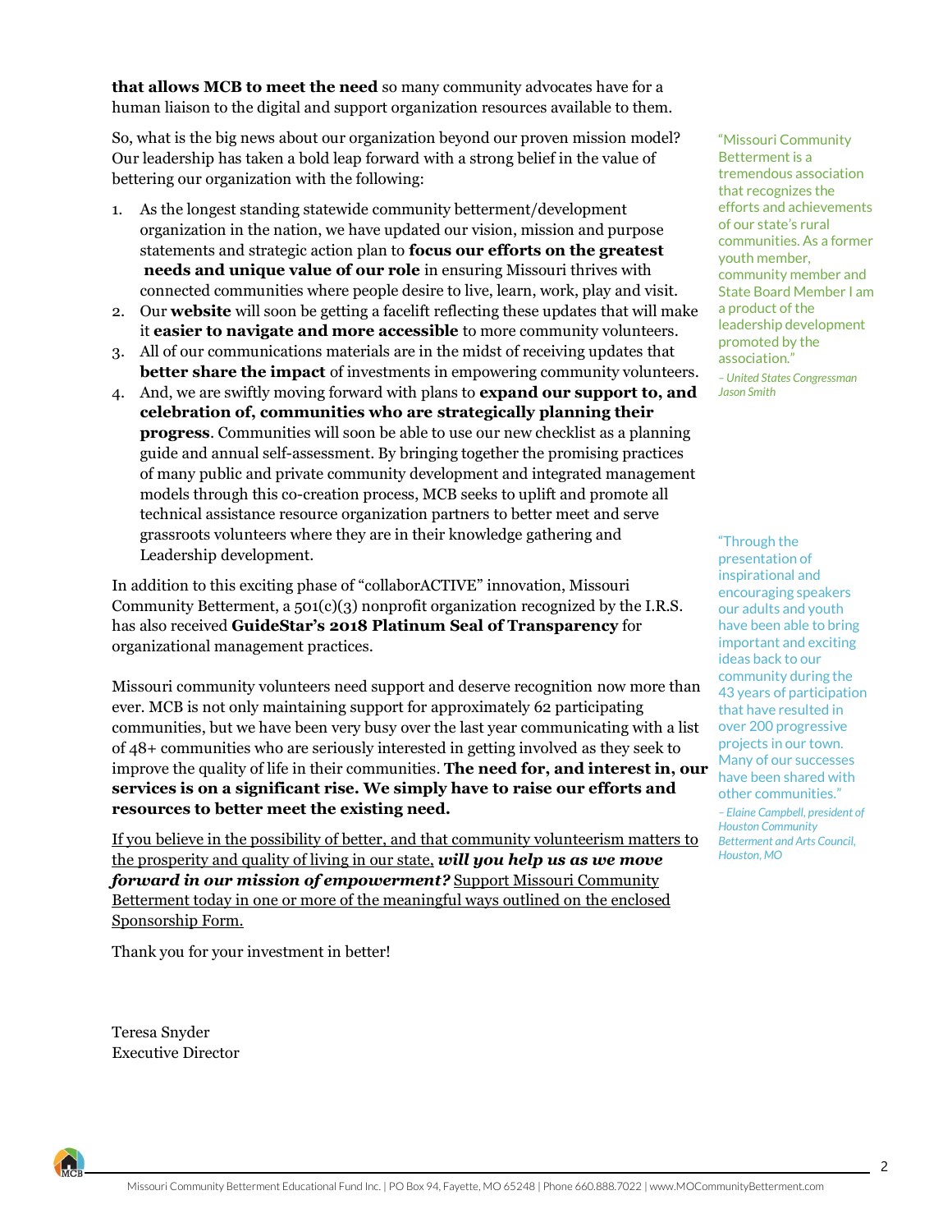**that allows MCB to meet the need** so many community advocates have for a human liaison to the digital and support organization resources available to them.

So, what is the big news about our organization beyond our proven mission model? Our leadership has taken a bold leap forward with a strong belief in the value of bettering our organization with the following:

1. As the longest standing statewide community betterment/development organization in the nation, we have updated our vision, mission and purpose statements and strategic action plan to **focus our efforts on the greatest needs and unique value of our role** in ensuring Missouri thrives with connected communities where people desire to live, learn, work, play and visit.
2. Our **website** will soon be getting a facelift reflecting these updates that will make it **easier to navigate and more accessible** to more community volunteers.
3. All of our communications materials are in the midst of receiving updates that **better share the impact** of investments in empowering community volunteers.
4. And, we are swiftly moving forward with plans to **expand our support to, and celebration of, communities who are strategically planning their progress**. Communities will soon be able to use our new checklist as a planning guide and annual self-assessment. By bringing together the promising practices of many public and private community development and integrated management models through this co-creation process, MCB seeks to uplift and promote all technical assistance resource organization partners to better meet and serve grassroots volunteers where they are in their knowledge gathering and Leadership development.

In addition to this exciting phase of "collaborACTIVE" innovation, Missouri Community Betterment, a 501(c)(3) nonprofit organization recognized by the I.R.S. has also received **GuideStar's 2018 Platinum Seal of Transparency** for organizational management practices.

Missouri community volunteers need support and deserve recognition now more than ever. MCB is not only maintaining support for approximately 62 participating communities, but we have been very busy over the last year communicating with a list of 48+ communities who are seriously interested in getting involved as they seek to improve the quality of life in their communities. **The need for, and interest in, our services is on a significant rise. We simply have to raise our efforts and resources to better meet the existing need.**

If you believe in the possibility of better, and that community volunteerism matters to the prosperity and quality of living in our state, ***will you help us as we move forward in our mission of empowerment?*** Support Missouri Community Betterment today in one or more of the meaningful ways outlined on the enclosed Sponsorship Form.

Thank you for your investment in better!

Teresa Snyder
Executive Director

"Missouri Community Betterment is a tremendous association that recognizes the efforts and achievements of our state's rural communities. As a former youth member, community member and State Board Member I am a product of the leadership development promoted by the association."

*– United States Congressman Jason Smith*

"Through the presentation of inspirational and encouraging speakers our adults and youth have been able to bring important and exciting ideas back to our community during the 43 years of participation that have resulted in over 200 progressive projects in our town. Many of our successes have been shared with other communities."

*– Elaine Campbell, president of Houston Community Betterment and Arts Council, Houston, MO*

Missouri Community Betterment Educational Fund Inc. | PO Box 94, Fayette, MO 65248 | Phone 660.888.7022 | www.MOCommunityBetterment.com